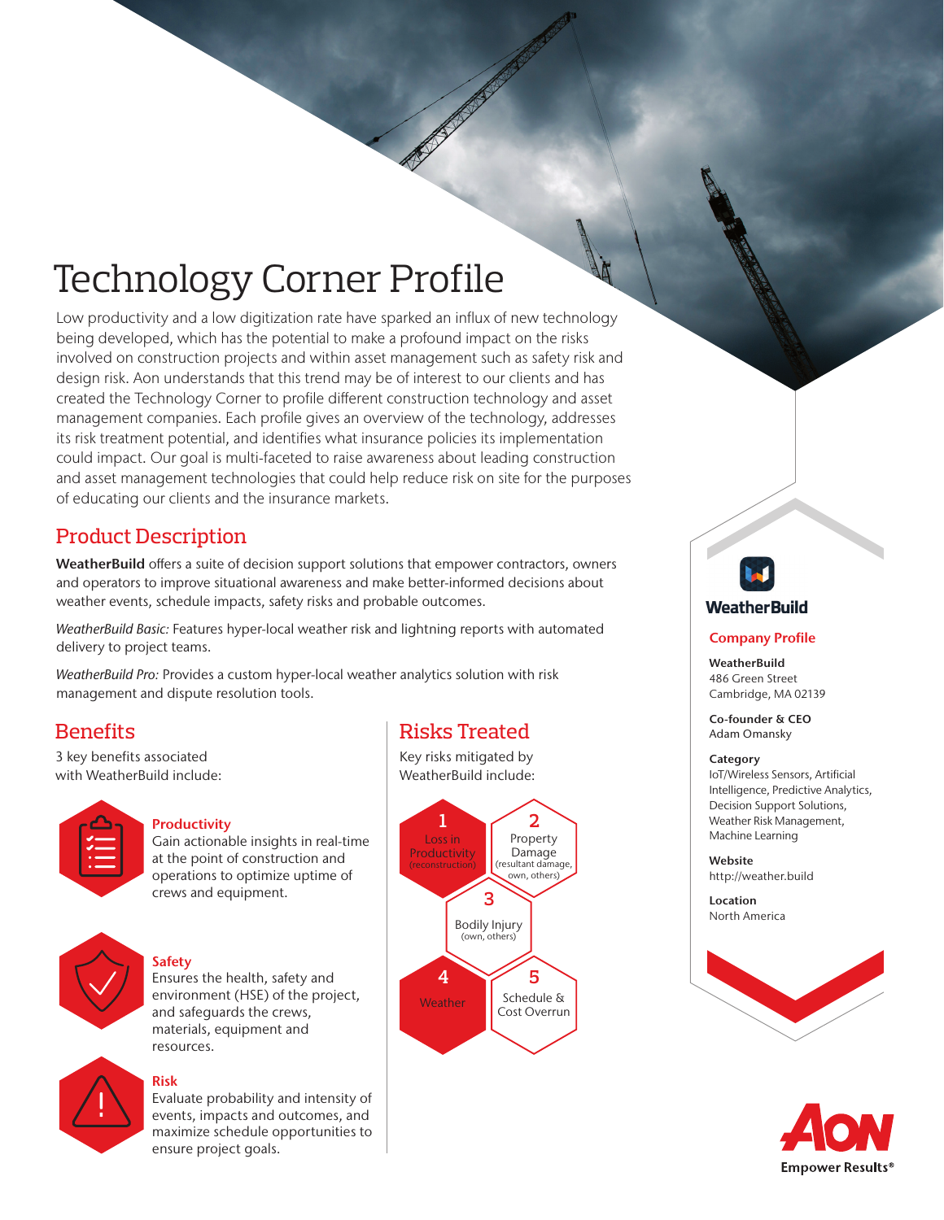# Technology Corner Profile

Low productivity and a low digitization rate have sparked an influx of new technology being developed, which has the potential to make a profound impact on the risks involved on construction projects and within asset management such as safety risk and design risk. Aon understands that this trend may be of interest to our clients and has created the Technology Corner to profile different construction technology and asset management companies. Each profile gives an overview of the technology, addresses its risk treatment potential, and identifies what insurance policies its implementation could impact. Our goal is multi-faceted to raise awareness about leading construction and asset management technologies that could help reduce risk on site for the purposes of educating our clients and the insurance markets.

## Product Description

**WeatherBuild** offers a suite of decision support solutions that empower contractors, owners and operators to improve situational awareness and make better-informed decisions about weather events, schedule impacts, safety risks and probable outcomes.

*WeatherBuild Basic:* Features hyper-local weather risk and lightning reports with automated delivery to project teams.

*WeatherBuild Pro:* Provides a custom hyper-local weather analytics solution with risk management and dispute resolution tools.

## Benefits

3 key benefits associated with WeatherBuild include:

**Productivity**
Gain actionable insights in real-time at the point of construction and operations to optimize uptime of crews and equipment.

**Safety**
Ensures the health, safety and environment (HSE) of the project, and safeguards the crews, materials, equipment and resources.

**Risk**
Evaluate probability and intensity of events, impacts and outcomes, and maximize schedule opportunities to ensure project goals.

## Risks Treated

Key risks mitigated by WeatherBuild include:

1. Loss in Productivity (reconstruction)
2. Property Damage (resultant damage, own, others)
3. Bodily Injury (own, others)
4. Weather
5. Schedule & Cost Overrun

WeatherBuild

## Company Profile

**WeatherBuild**
486 Green Street
Cambridge, MA 02139

**Co-founder & CEO**
Adam Omansky

**Category**
IoT/Wireless Sensors, Artificial Intelligence, Predictive Analytics, Decision Support Solutions, Weather Risk Management, Machine Learning

**Website**
http://weather.build

**Location**
North America

AON
Empower Results®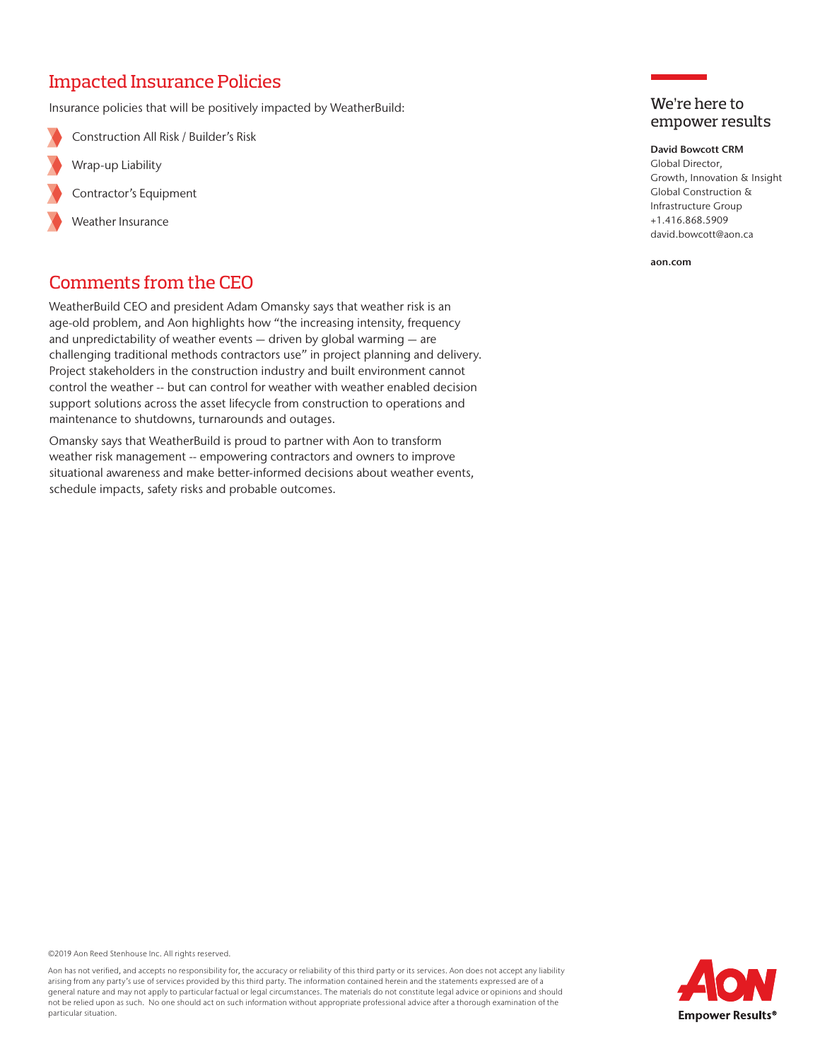## Impacted Insurance Policies

Insurance policies that will be positively impacted by WeatherBuild:

- Construction All Risk / Builder's Risk
- Wrap-up Liability
- Contractor's Equipment
- Weather Insurance

## Comments from the CEO

WeatherBuild CEO and president Adam Omansky says that weather risk is an age-old problem, and Aon highlights how "the increasing intensity, frequency and unpredictability of weather events — driven by global warming — are challenging traditional methods contractors use" in project planning and delivery. Project stakeholders in the construction industry and built environment cannot control the weather -- but can control for weather with weather enabled decision support solutions across the asset lifecycle from construction to operations and maintenance to shutdowns, turnarounds and outages.

Omansky says that WeatherBuild is proud to partner with Aon to transform weather risk management -- empowering contractors and owners to improve situational awareness and make better-informed decisions about weather events, schedule impacts, safety risks and probable outcomes.

### We're here to empower results

**David Bowcott CRM**
Global Director,
Growth, Innovation & Insight
Global Construction &
Infrastructure Group
+1.416.868.5909
david.bowcott@aon.ca

**aon.com**

©2019 Aon Reed Stenhouse Inc. All rights reserved.

Aon has not verified, and accepts no responsibility for, the accuracy or reliability of this third party or its services. Aon does not accept any liability arising from any party's use of services provided by this third party. The information contained herein and the statements expressed are of a general nature and may not apply to particular factual or legal circumstances. The materials do not constitute legal advice or opinions and should not be relied upon as such. No one should act on such information without appropriate professional advice after a thorough examination of the particular situation.

AON
Empower Results®